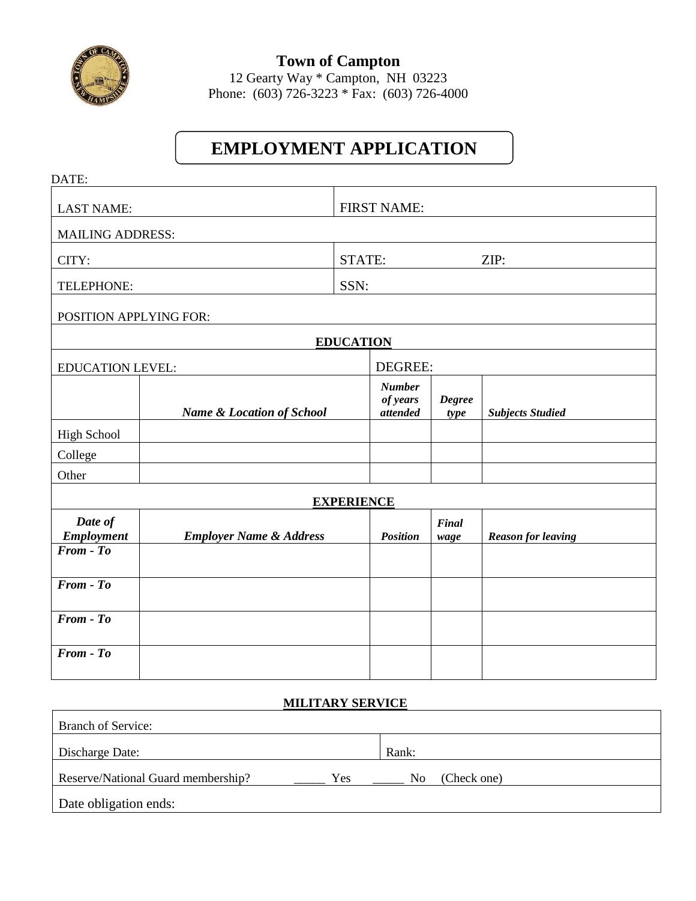**Town of Campton**
12 Gearty Way * Campton, NH 03223
Phone: (603) 726-3223 * Fax: (603) 726-4000

# EMPLOYMENT APPLICATION

DATE:

| | |
|---|---|
| LAST NAME: | FIRST NAME: |
| MAILING ADDRESS: | |
| CITY: | STATE: ZIP: |
| TELEPHONE: | SSN: |
| POSITION APPLYING FOR: | |

## EDUCATION

EDUCATION LEVEL: DEGREE:

| | ***Name & Location of School*** | ***Number of years attended*** | ***Degree type*** | ***Subjects Studied*** |
|---|---|---|---|---|
| High School | | | | |
| College | | | | |
| Other | | | | |

## EXPERIENCE

| ***Date of Employment*** | ***Employer Name & Address*** | ***Position*** | ***Final wage*** | ***Reason for leaving*** |
|---|---|---|---|---|
| ***From - To*** | | | | |
| ***From - To*** | | | | |
| ***From - To*** | | | | |
| ***From - To*** | | | | |

## MILITARY SERVICE

| | |
|---|---|
| Branch of Service: | |
| Discharge Date: | Rank: |
| Reserve/National Guard membership? _____ Yes _____ No (Check one) | |
| Date obligation ends: | |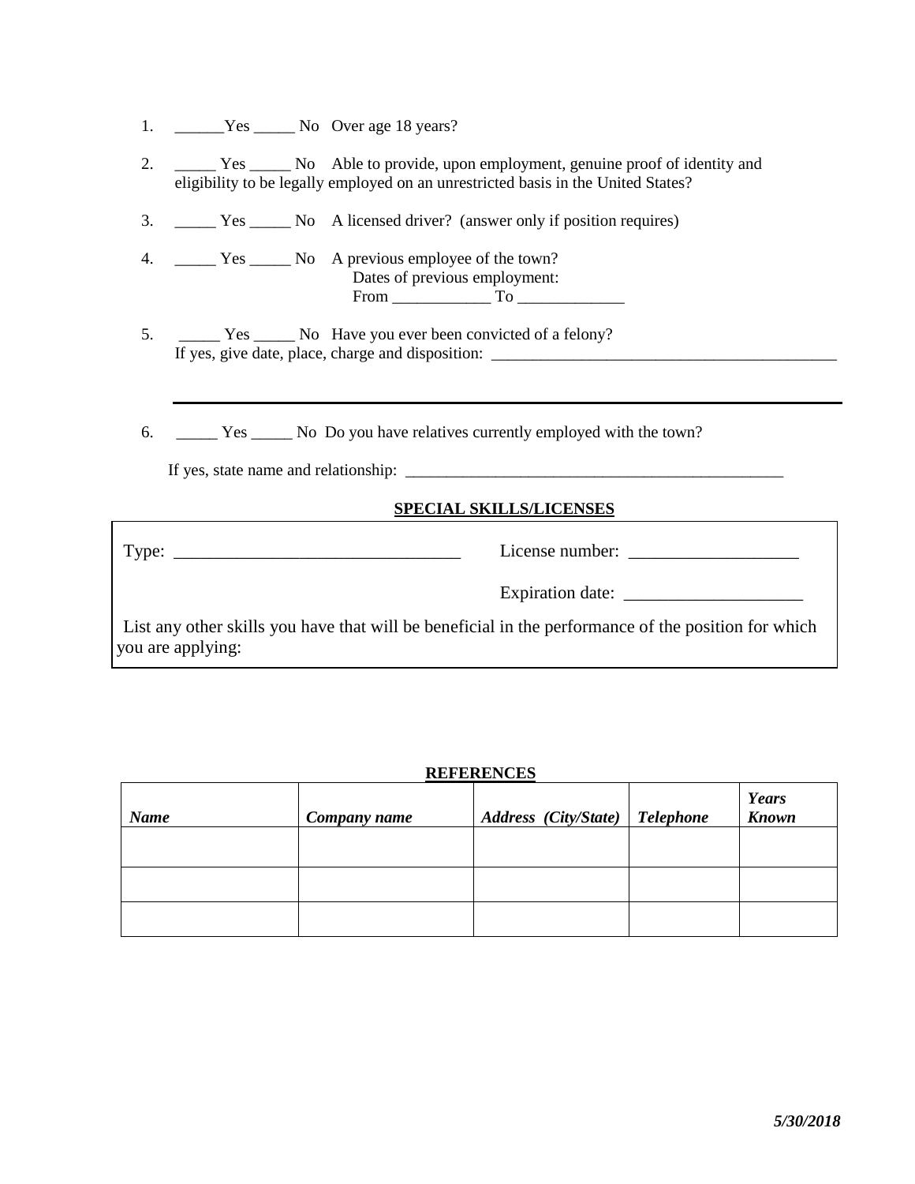1. ______Yes _____ No Over age 18 years?

2. _____ Yes _____ No Able to provide, upon employment, genuine proof of identity and eligibility to be legally employed on an unrestricted basis in the United States?

3. _____ Yes _____ No A licensed driver? (answer only if position requires)

4. _____ Yes _____ No A previous employee of the town?
   Dates of previous employment:
   From ____________ To _____________

5. _____ Yes _____ No Have you ever been convicted of a felony?
   If yes, give date, place, charge and disposition: ___________________________________________

6. _____ Yes _____ No Do you have relatives currently employed with the town?

   If yes, state name and relationship: _________________________________________________

**SPECIAL SKILLS/LICENSES**

Type: ________________________________ License number: ___________________

Expiration date: ____________________

List any other skills you have that will be beneficial in the performance of the position for which you are applying:

**REFERENCES**

| *Name* | *Company name* | *Address (City/State)* | *Telephone* | *Years Known* |
|---|---|---|---|---|
| | | | | |
| | | | | |
| | | | | |

*5/30/2018*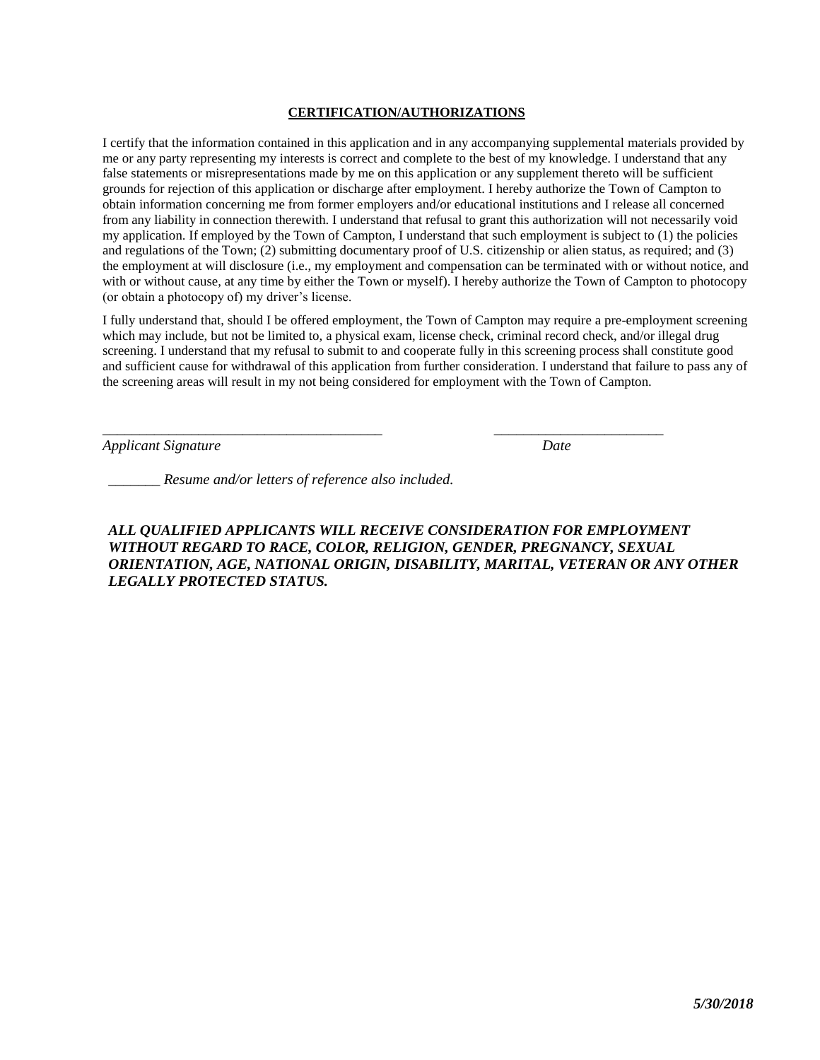**CERTIFICATION/AUTHORIZATIONS**

I certify that the information contained in this application and in any accompanying supplemental materials provided by me or any party representing my interests is correct and complete to the best of my knowledge. I understand that any false statements or misrepresentations made by me on this application or any supplement thereto will be sufficient grounds for rejection of this application or discharge after employment. I hereby authorize the Town of Campton to obtain information concerning me from former employers and/or educational institutions and I release all concerned from any liability in connection therewith. I understand that refusal to grant this authorization will not necessarily void my application. If employed by the Town of Campton, I understand that such employment is subject to (1) the policies and regulations of the Town; (2) submitting documentary proof of U.S. citizenship or alien status, as required; and (3) the employment at will disclosure (i.e., my employment and compensation can be terminated with or without notice, and with or without cause, at any time by either the Town or myself). I hereby authorize the Town of Campton to photocopy (or obtain a photocopy of) my driver's license.

I fully understand that, should I be offered employment, the Town of Campton may require a pre-employment screening which may include, but not be limited to, a physical exam, license check, criminal record check, and/or illegal drug screening. I understand that my refusal to submit to and cooperate fully in this screening process shall constitute good and sufficient cause for withdrawal of this application from further consideration. I understand that failure to pass any of the screening areas will result in my not being considered for employment with the Town of Campton.

________________________________________ ________________________

*Applicant Signature* *Date*

_______ *Resume and/or letters of reference also included.*

***ALL QUALIFIED APPLICANTS WILL RECEIVE CONSIDERATION FOR EMPLOYMENT WITHOUT REGARD TO RACE, COLOR, RELIGION, GENDER, PREGNANCY, SEXUAL ORIENTATION, AGE, NATIONAL ORIGIN, DISABILITY, MARITAL, VETERAN OR ANY OTHER LEGALLY PROTECTED STATUS.***

***5/30/2018***